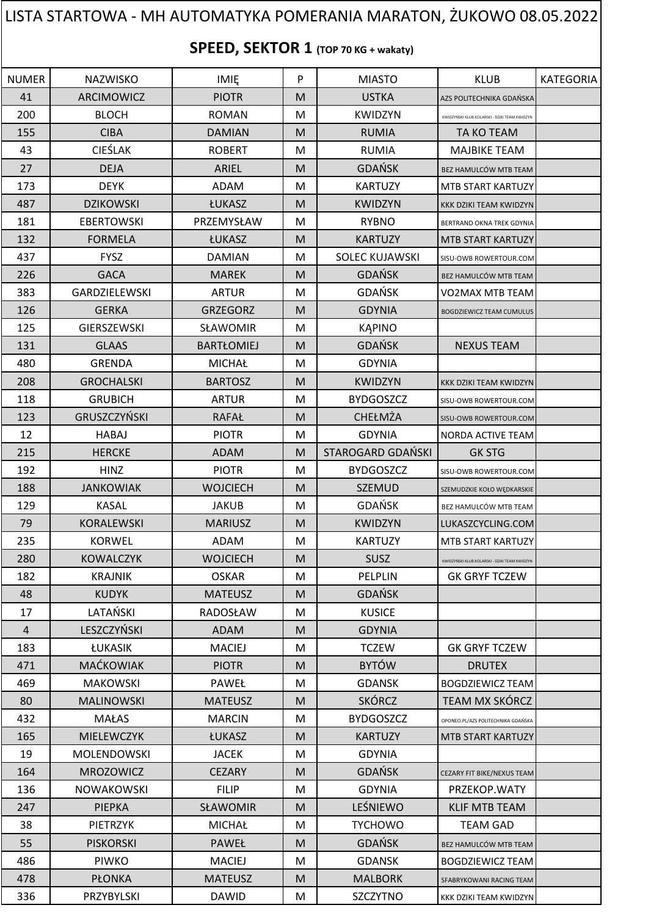# LISTA STARTOWA - MH AUTOMATYKA POMERANIA MARATON, ŻUKOWO 08.05.2022

## SPEED, SEKTOR 1 (TOP 70 KG + wakaty)

| NUMER | NAZWISKO | IMIĘ | P | MIASTO | KLUB | KATEGORIA |
|---|---|---|---|---|---|---|
| 41 | ARCIMOWICZ | PIOTR | M | USTKA | AZS POLITECHNIKA GDAŃSKA | |
| 200 | BLOCH | ROMAN | M | KWIDZYN | KWIDZYŃSKI KLUB KOLARSKI - DZIKI TEAM KWIDZYN | |
| 155 | CIBA | DAMIAN | M | RUMIA | TA KO TEAM | |
| 43 | CIEŚLAK | ROBERT | M | RUMIA | MAJBIKE TEAM | |
| 27 | DEJA | ARIEL | M | GDAŃSK | BEZ HAMULCÓW MTB TEAM | |
| 173 | DEYK | ADAM | M | KARTUZY | MTB START KARTUZY | |
| 487 | DZIKOWSKI | ŁUKASZ | M | KWIDZYN | KKK DZIKI TEAM KWIDZYN | |
| 181 | EBERTOWSKI | PRZEMYSŁAW | M | RYBNO | BERTRAND OKNA TREK GDYNIA | |
| 132 | FORMELA | ŁUKASZ | M | KARTUZY | MTB START KARTUZY | |
| 437 | FYSZ | DAMIAN | M | SOLEC KUJAWSKI | SISU-OWB ROWERTOUR.COM | |
| 226 | GACA | MAREK | M | GDAŃSK | BEZ HAMULCÓW MTB TEAM | |
| 383 | GARDZIELEWSKI | ARTUR | M | GDAŃSK | VO2MAX MTB TEAM | |
| 126 | GERKA | GRZEGORZ | M | GDYNIA | BOGDZIEWICZ TEAM CUMULUS | |
| 125 | GIERSZEWSKI | SŁAWOMIR | M | KĄPINO | | |
| 131 | GLAAS | BARTŁOMIEJ | M | GDAŃSK | NEXUS TEAM | |
| 480 | GRENDA | MICHAŁ | M | GDYNIA | | |
| 208 | GROCHALSKI | BARTOSZ | M | KWIDZYN | KKK DZIKI TEAM KWIDZYN | |
| 118 | GRUBICH | ARTUR | M | BYDGOSZCZ | SISU-OWB ROWERTOUR.COM | |
| 123 | GRUSZCZYŃSKI | RAFAŁ | M | CHEŁMŻA | SISU-OWB ROWERTOUR.COM | |
| 12 | HABAJ | PIOTR | M | GDYNIA | NORDA ACTIVE TEAM | |
| 215 | HERCKE | ADAM | M | STAROGARD GDAŃSKI | GK STG | |
| 192 | HINZ | PIOTR | M | BYDGOSZCZ | SISU-OWB ROWERTOUR.COM | |
| 188 | JANKOWIAK | WOJCIECH | M | SZEMUD | SZEMUDZKIE KOŁO WĘDKARSKIE | |
| 129 | KASAL | JAKUB | M | GDAŃSK | BEZ HAMULCÓW MTB TEAM | |
| 79 | KORALEWSKI | MARIUSZ | M | KWIDZYN | LUKASZCYCLING.COM | |
| 235 | KORWEL | ADAM | M | KARTUZY | MTB START KARTUZY | |
| 280 | KOWALCZYK | WOJCIECH | M | SUSZ | KWIDZYŃSKI KLUB KOLARSKI - DZIKI TEAM KWIDZYN | |
| 182 | KRAJNIK | OSKAR | M | PELPLIN | GK GRYF TCZEW | |
| 48 | KUDYK | MATEUSZ | M | GDAŃSK | | |
| 17 | LATAŃSKI | RADOSŁAW | M | KUSICE | | |
| 4 | LESZCZYŃSKI | ADAM | M | GDYNIA | | |
| 183 | ŁUKASIK | MACIEJ | M | TCZEW | GK GRYF TCZEW | |
| 471 | MAĆKOWIAK | PIOTR | M | BYTÓW | DRUTEX | |
| 469 | MAKOWSKI | PAWEŁ | M | GDANSK | BOGDZIEWICZ TEAM | |
| 80 | MALINOWSKI | MATEUSZ | M | SKÓRCZ | TEAM MX SKÓRCZ | |
| 432 | MAŁAS | MARCIN | M | BYDGOSZCZ | OPONEO.PL/AZS POLITECHNIKA GDAŃSKA | |
| 165 | MIELEWCZYK | ŁUKASZ | M | KARTUZY | MTB START KARTUZY | |
| 19 | MOLENDOWSKI | JACEK | M | GDYNIA | | |
| 164 | MROZOWICZ | CEZARY | M | GDAŃSK | CEZARY FIT BIKE/NEXUS TEAM | |
| 136 | NOWAKOWSKI | FILIP | M | GDYNIA | PRZEKOP.WATY | |
| 247 | PIEPKA | SŁAWOMIR | M | LEŚNIEWO | KLIF MTB TEAM | |
| 38 | PIETRZYK | MICHAŁ | M | TYCHOWO | TEAM GAD | |
| 55 | PISKORSKI | PAWEŁ | M | GDAŃSK | BEZ HAMULCÓW MTB TEAM | |
| 486 | PIWKO | MACIEJ | M | GDANSK | BOGDZIEWICZ TEAM | |
| 478 | PŁONKA | MATEUSZ | M | MALBORK | SFABRYKOWANI RACING TEAM | |
| 336 | PRZYBYLSKI | DAWID | M | SZCZYTNO | KKK DZIKI TEAM KWIDZYN | |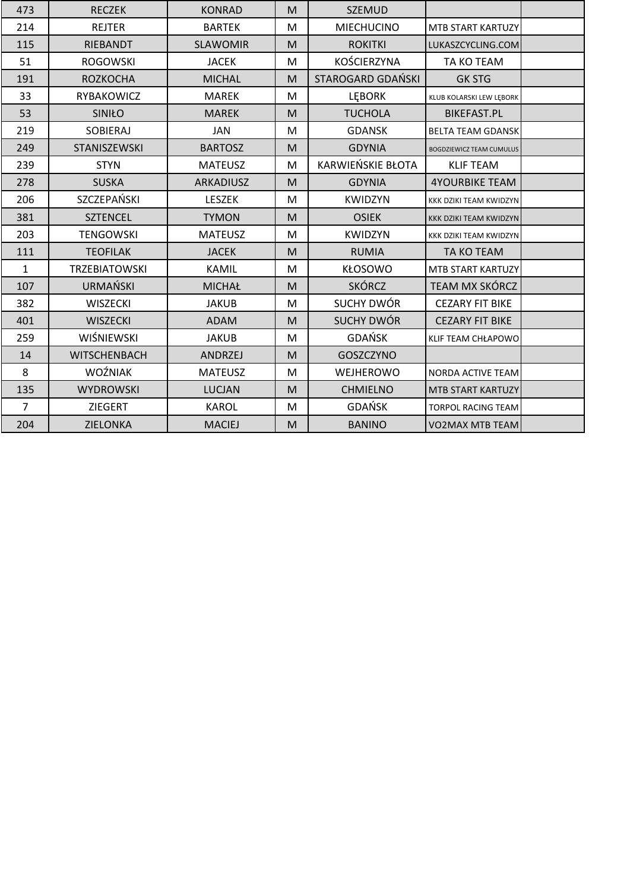| | | | | | | |
|---|---|---|---|---|---|---|
| 473 | RECZEK | KONRAD | M | SZEMUD | | |
| 214 | REJTER | BARTEK | M | MIECHUCINO | MTB START KARTUZY | |
| 115 | RIEBANDT | SLAWOMIR | M | ROKITKI | LUKASZCYCLING.COM | |
| 51 | ROGOWSKI | JACEK | M | KOŚCIERZYNA | TA KO TEAM | |
| 191 | ROZKOCHA | MICHAL | M | STAROGARD GDAŃSKI | GK STG | |
| 33 | RYBAKOWICZ | MAREK | M | LĘBORK | KLUB KOLARSKI LEW LĘBORK | |
| 53 | SINIŁO | MAREK | M | TUCHOLA | BIKEFAST.PL | |
| 219 | SOBIERAJ | JAN | M | GDANSK | BELTA TEAM GDANSK | |
| 249 | STANISZEWSKI | BARTOSZ | M | GDYNIA | BOGDZIEWICZ TEAM CUMULUS | |
| 239 | STYN | MATEUSZ | M | KARWIEŃSKIE BŁOTA | KLIF TEAM | |
| 278 | SUSKA | ARKADIUSZ | M | GDYNIA | 4YOURBIKE TEAM | |
| 206 | SZCZEPAŃSKI | LESZEK | M | KWIDZYN | KKK DZIKI TEAM KWIDZYN | |
| 381 | SZTENCEL | TYMON | M | OSIEK | KKK DZIKI TEAM KWIDZYN | |
| 203 | TENGOWSKI | MATEUSZ | M | KWIDZYN | KKK DZIKI TEAM KWIDZYN | |
| 111 | TEOFILAK | JACEK | M | RUMIA | TA KO TEAM | |
| 1 | TRZEBIATOWSKI | KAMIL | M | KŁOSOWO | MTB START KARTUZY | |
| 107 | URMAŃSKI | MICHAŁ | M | SKÓRCZ | TEAM MX SKÓRCZ | |
| 382 | WISZECKI | JAKUB | M | SUCHY DWÓR | CEZARY FIT BIKE | |
| 401 | WISZECKI | ADAM | M | SUCHY DWÓR | CEZARY FIT BIKE | |
| 259 | WIŚNIEWSKI | JAKUB | M | GDAŃSK | KLIF TEAM CHŁAPOWO | |
| 14 | WITSCHENBACH | ANDRZEJ | M | GOSZCZYNO | | |
| 8 | WOŹNIAK | MATEUSZ | M | WEJHEROWO | NORDA ACTIVE TEAM | |
| 135 | WYDROWSKI | LUCJAN | M | CHMIELNO | MTB START KARTUZY | |
| 7 | ZIEGERT | KAROL | M | GDAŃSK | TORPOL RACING TEAM | |
| 204 | ZIELONKA | MACIEJ | M | BANINO | VO2MAX MTB TEAM | |